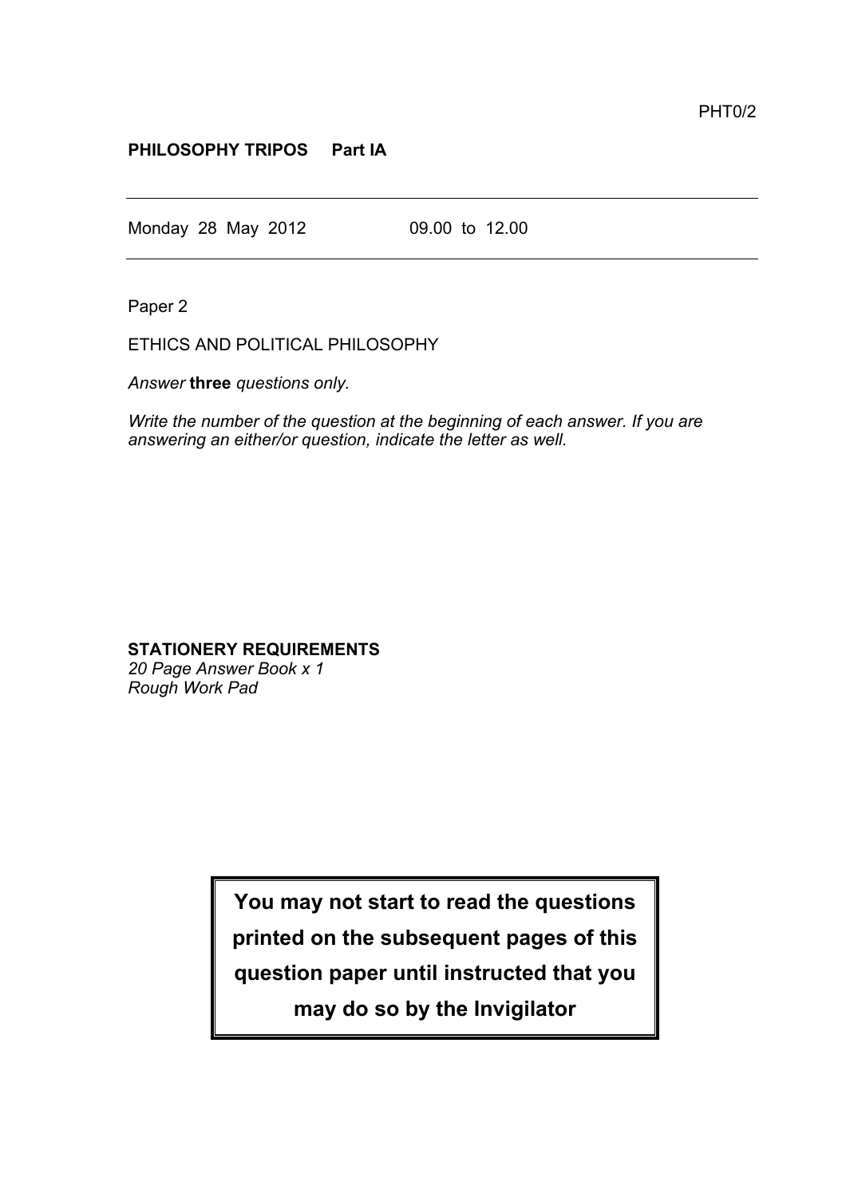PHT0/2

**PHILOSOPHY TRIPOS Part IA**

---

Monday 28 May 2012 09.00 to 12.00

---

Paper 2

ETHICS AND POLITICAL PHILOSOPHY

*Answer* **three** *questions only.*

*Write the number of the question at the beginning of each answer. If you are answering an either/or question, indicate the letter as well.*

**STATIONERY REQUIREMENTS**
*20 Page Answer Book x 1*
*Rough Work Pad*

**You may not start to read the questions printed on the subsequent pages of this question paper until instructed that you may do so by the Invigilator**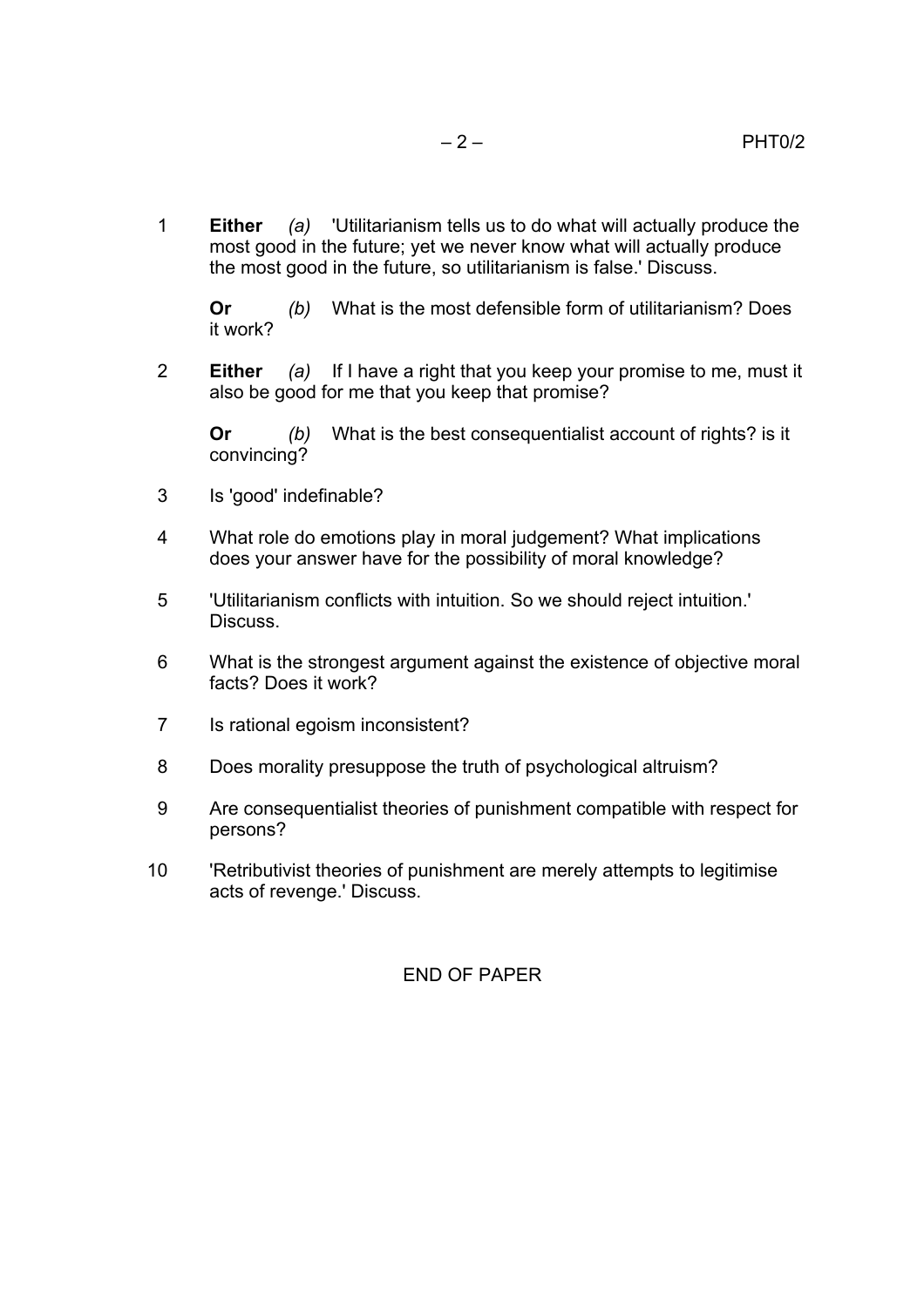1 **Either** *(a)* 'Utilitarianism tells us to do what will actually produce the most good in the future; yet we never know what will actually produce the most good in the future, so utilitarianism is false.' Discuss.

**Or** *(b)* What is the most defensible form of utilitarianism? Does it work?

2 **Either** *(a)* If I have a right that you keep your promise to me, must it also be good for me that you keep that promise?

**Or** *(b)* What is the best consequentialist account of rights? is it convincing?

3 Is 'good' indefinable?

4 What role do emotions play in moral judgement? What implications does your answer have for the possibility of moral knowledge?

5 'Utilitarianism conflicts with intuition. So we should reject intuition.' Discuss.

6 What is the strongest argument against the existence of objective moral facts? Does it work?

7 Is rational egoism inconsistent?

8 Does morality presuppose the truth of psychological altruism?

9 Are consequentialist theories of punishment compatible with respect for persons?

10 'Retributivist theories of punishment are merely attempts to legitimise acts of revenge.' Discuss.

END OF PAPER